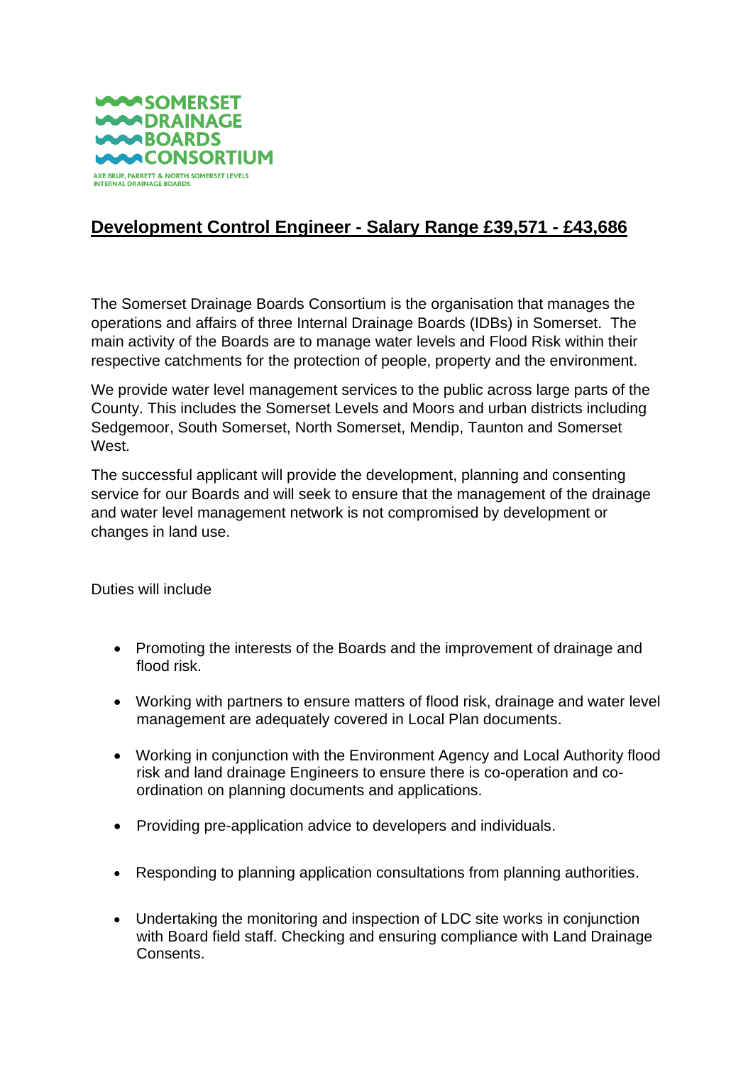SOMERSET DRAINAGE BOARDS CONSORTIUM

AXE BRUE, PARRETT & NORTH SOMERSET LEVELS INTERNAL DRAINAGE BOARDS

## Development Control Engineer - Salary Range £39,571 - £43,686

The Somerset Drainage Boards Consortium is the organisation that manages the operations and affairs of three Internal Drainage Boards (IDBs) in Somerset. The main activity of the Boards are to manage water levels and Flood Risk within their respective catchments for the protection of people, property and the environment.

We provide water level management services to the public across large parts of the County. This includes the Somerset Levels and Moors and urban districts including Sedgemoor, South Somerset, North Somerset, Mendip, Taunton and Somerset West.

The successful applicant will provide the development, planning and consenting service for our Boards and will seek to ensure that the management of the drainage and water level management network is not compromised by development or changes in land use.

Duties will include

- Promoting the interests of the Boards and the improvement of drainage and flood risk.
- Working with partners to ensure matters of flood risk, drainage and water level management are adequately covered in Local Plan documents.
- Working in conjunction with the Environment Agency and Local Authority flood risk and land drainage Engineers to ensure there is co-operation and co-ordination on planning documents and applications.
- Providing pre-application advice to developers and individuals.
- Responding to planning application consultations from planning authorities.
- Undertaking the monitoring and inspection of LDC site works in conjunction with Board field staff. Checking and ensuring compliance with Land Drainage Consents.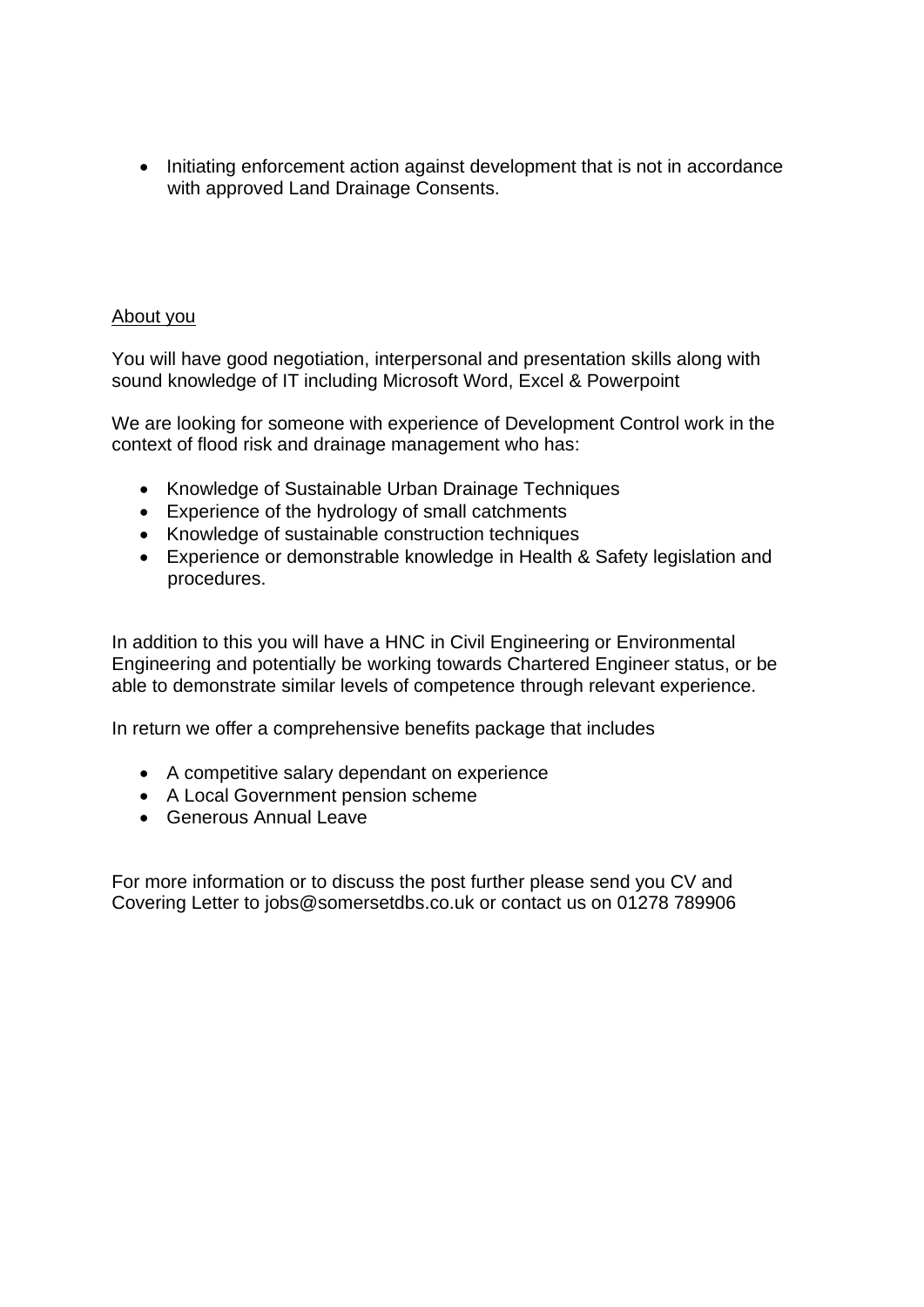- Initiating enforcement action against development that is not in accordance with approved Land Drainage Consents.

<u>About you</u>

You will have good negotiation, interpersonal and presentation skills along with sound knowledge of IT including Microsoft Word, Excel & Powerpoint

We are looking for someone with experience of Development Control work in the context of flood risk and drainage management who has:

- Knowledge of Sustainable Urban Drainage Techniques
- Experience of the hydrology of small catchments
- Knowledge of sustainable construction techniques
- Experience or demonstrable knowledge in Health & Safety legislation and procedures.

In addition to this you will have a HNC in Civil Engineering or Environmental Engineering and potentially be working towards Chartered Engineer status, or be able to demonstrate similar levels of competence through relevant experience.

In return we offer a comprehensive benefits package that includes

- A competitive salary dependant on experience
- A Local Government pension scheme
- Generous Annual Leave

For more information or to discuss the post further please send you CV and Covering Letter to jobs@somersetdbs.co.uk or contact us on 01278 789906